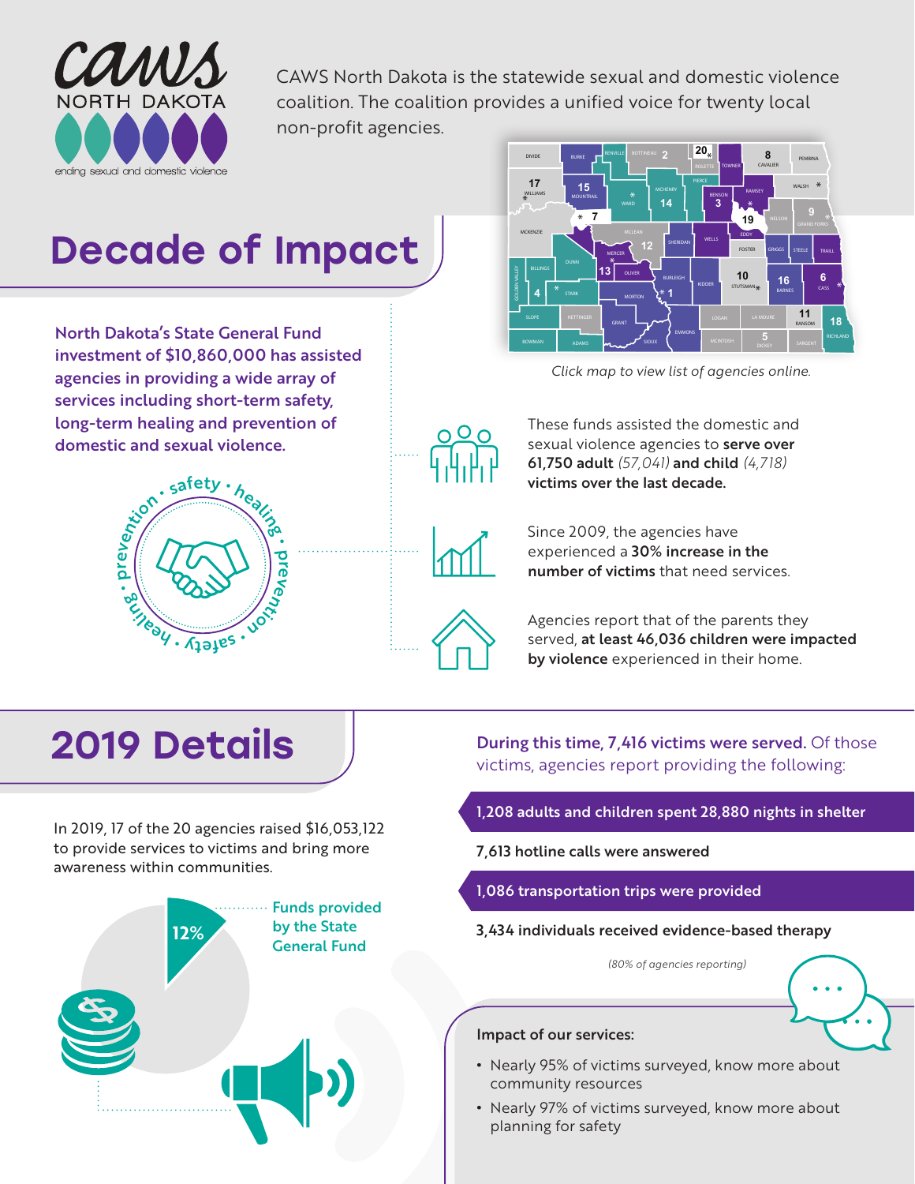CAWS NORTH DAKOTA

ending sexual and domestic violence

CAWS North Dakota is the statewide sexual and domestic violence coalition. The coalition provides a unified voice for twenty local non-profit agencies.

*Click map to view list of agencies online.*

# Decade of Impact

**North Dakota's State General Fund investment of $10,860,000 has assisted agencies in providing a wide array of services including short-term safety, long-term healing and prevention of domestic and sexual violence.**

safety • healing • prevention • safety • healing • prevention

These funds assisted the domestic and sexual violence agencies to **serve over 61,750 adult** *(57,041)* **and child** *(4,718)* **victims over the last decade.**

Since 2009, the agencies have experienced a **30% increase in the number of victims** that need services.

Agencies report that of the parents they served, **at least 46,036 children were impacted by violence** experienced in their home.

# 2019 Details

In 2019, 17 of the 20 agencies raised $16,053,122 to provide services to victims and bring more awareness within communities.

12% — Funds provided by the State General Fund

**During this time, 7,416 victims were served.** Of those victims, agencies report providing the following:

- **1,208 adults and children spent 28,880 nights in shelter**
- **7,613 hotline calls were answered**
- **1,086 transportation trips were provided**
- **3,434 individuals received evidence-based therapy**

*(80% of agencies reporting)*

**Impact of our services:**

- Nearly 95% of victims surveyed, know more about community resources
- Nearly 97% of victims surveyed, know more about planning for safety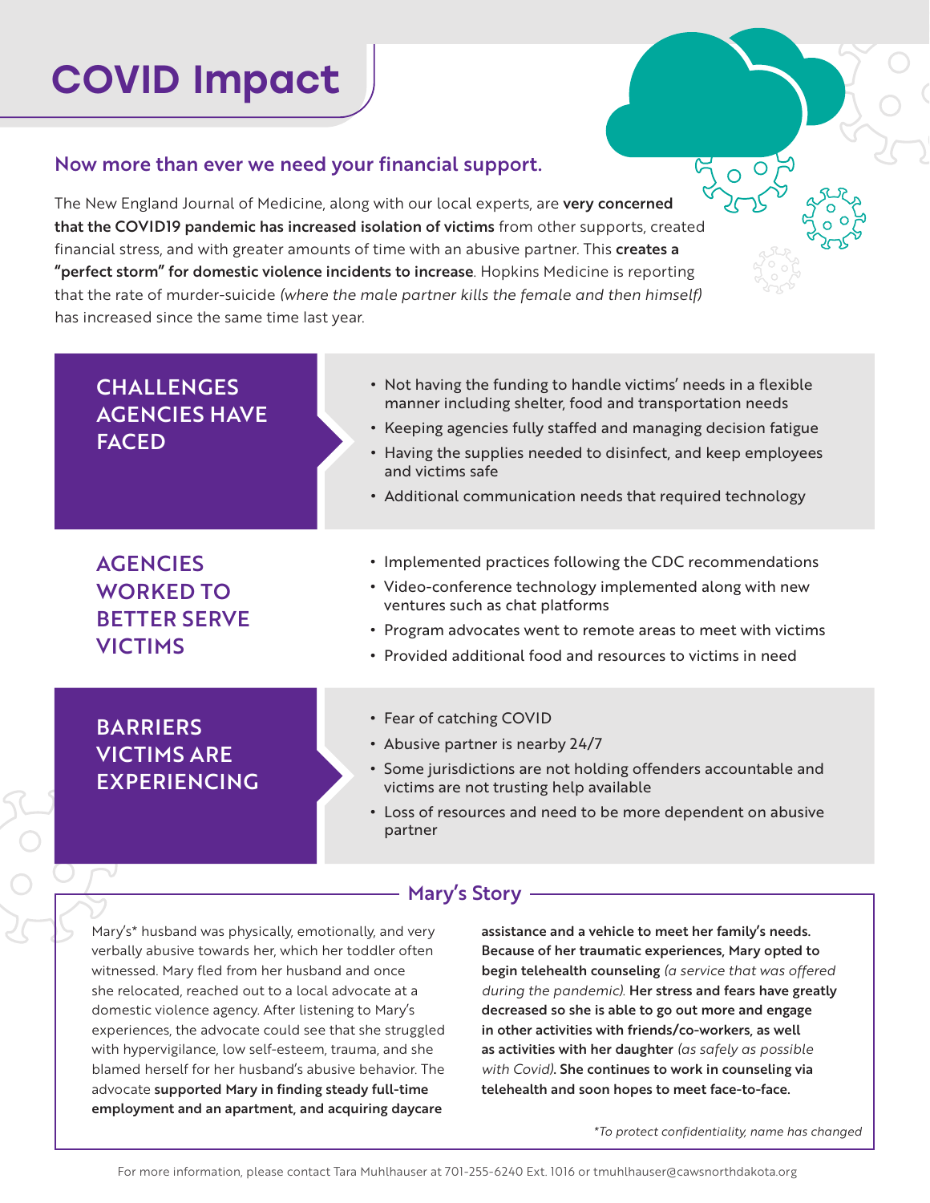# COVID Impact

## Now more than ever we need your financial support.

The New England Journal of Medicine, along with our local experts, are **very concerned that the COVID19 pandemic has increased isolation of victims** from other supports, created financial stress, and with greater amounts of time with an abusive partner. This **creates a "perfect storm" for domestic violence incidents to increase**. Hopkins Medicine is reporting that the rate of murder-suicide *(where the male partner kills the female and then himself)* has increased since the same time last year.

### CHALLENGES AGENCIES HAVE FACED

- Not having the funding to handle victims' needs in a flexible manner including shelter, food and transportation needs
- Keeping agencies fully staffed and managing decision fatigue
- Having the supplies needed to disinfect, and keep employees and victims safe
- Additional communication needs that required technology

### AGENCIES WORKED TO BETTER SERVE VICTIMS

- Implemented practices following the CDC recommendations
- Video-conference technology implemented along with new ventures such as chat platforms
- Program advocates went to remote areas to meet with victims
- Provided additional food and resources to victims in need

### BARRIERS VICTIMS ARE EXPERIENCING

- Fear of catching COVID
- Abusive partner is nearby 24/7
- Some jurisdictions are not holding offenders accountable and victims are not trusting help available
- Loss of resources and need to be more dependent on abusive partner

## Mary's Story

Mary's* husband was physically, emotionally, and very verbally abusive towards her, which her toddler often witnessed. Mary fled from her husband and once she relocated, reached out to a local advocate at a domestic violence agency. After listening to Mary's experiences, the advocate could see that she struggled with hypervigilance, low self-esteem, trauma, and she blamed herself for her husband's abusive behavior. The advocate **supported Mary in finding steady full-time employment and an apartment, and acquiring daycare assistance and a vehicle to meet her family's needs. Because of her traumatic experiences, Mary opted to begin telehealth counseling** *(a service that was offered during the pandemic).* **Her stress and fears have greatly decreased so she is able to go out more and engage in other activities with friends/co-workers, as well as activities with her daughter** *(as safely as possible with Covid)*. **She continues to work in counseling via telehealth and soon hopes to meet face-to-face.**

*\*To protect confidentiality, name has changed*

For more information, please contact Tara Muhlhauser at 701-255-6240 Ext. 1016 or tmuhlhauser@cawsnorthdakota.org